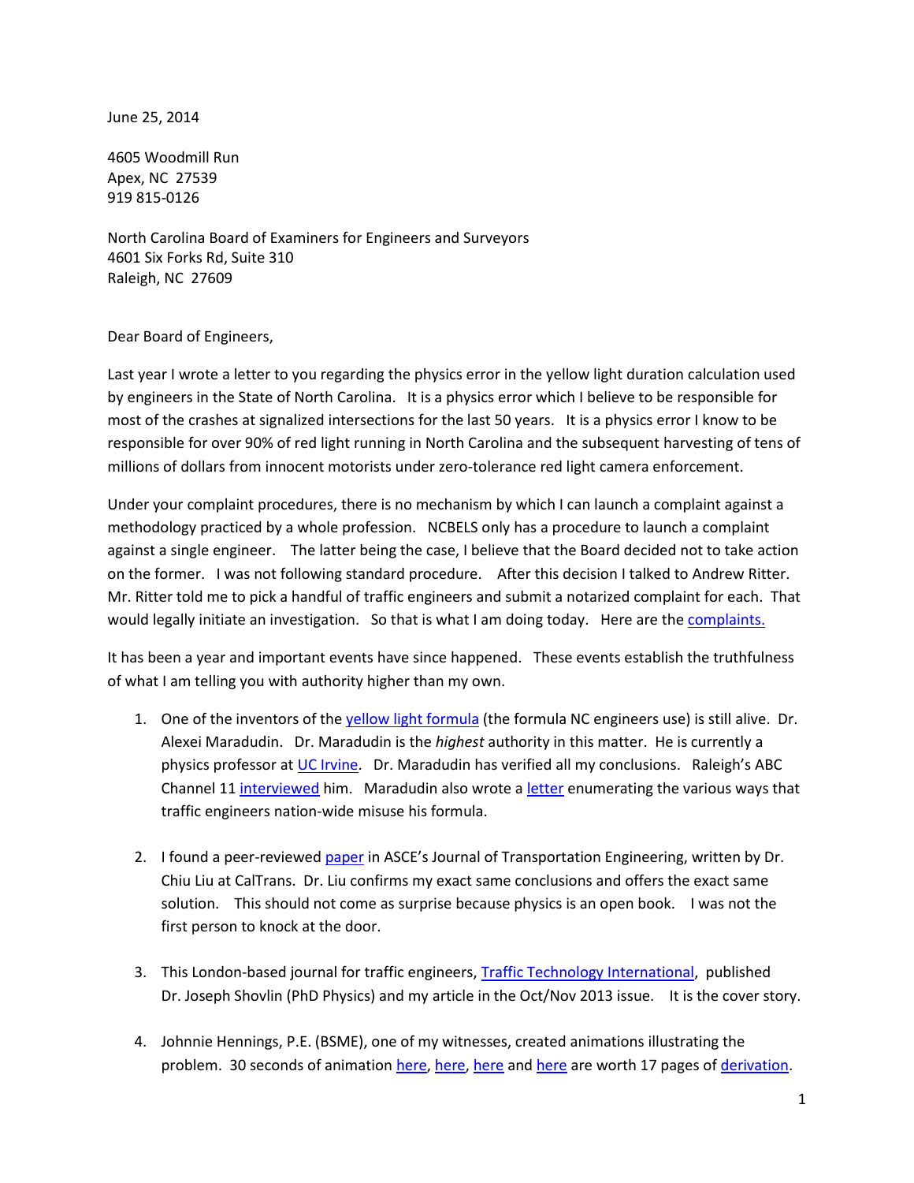June 25, 2014

4605 Woodmill Run  
Apex, NC 27539  
919 815-0126

North Carolina Board of Examiners for Engineers and Surveyors  
4601 Six Forks Rd, Suite 310  
Raleigh, NC 27609

Dear Board of Engineers,

Last year I wrote a letter to you regarding the physics error in the yellow light duration calculation used by engineers in the State of North Carolina. It is a physics error which I believe to be responsible for most of the crashes at signalized intersections for the last 50 years. It is a physics error I know to be responsible for over 90% of red light running in North Carolina and the subsequent harvesting of tens of millions of dollars from innocent motorists under zero-tolerance red light camera enforcement.

Under your complaint procedures, there is no mechanism by which I can launch a complaint against a methodology practiced by a whole profession. NCBELS only has a procedure to launch a complaint against a single engineer. The latter being the case, I believe that the Board decided not to take action on the former. I was not following standard procedure. After this decision I talked to Andrew Ritter. Mr. Ritter told me to pick a handful of traffic engineers and submit a notarized complaint for each. That would legally initiate an investigation. So that is what I am doing today. Here are the complaints.

It has been a year and important events have since happened. These events establish the truthfulness of what I am telling you with authority higher than my own.

1. One of the inventors of the yellow light formula (the formula NC engineers use) is still alive. Dr. Alexei Maradudin. Dr. Maradudin is the *highest* authority in this matter. He is currently a physics professor at UC Irvine. Dr. Maradudin has verified all my conclusions. Raleigh's ABC Channel 11 interviewed him. Maradudin also wrote a letter enumerating the various ways that traffic engineers nation-wide misuse his formula.

2. I found a peer-reviewed paper in ASCE's Journal of Transportation Engineering, written by Dr. Chiu Liu at CalTrans. Dr. Liu confirms my exact same conclusions and offers the exact same solution. This should not come as surprise because physics is an open book. I was not the first person to knock at the door.

3. This London-based journal for traffic engineers, Traffic Technology International, published Dr. Joseph Shovlin (PhD Physics) and my article in the Oct/Nov 2013 issue. It is the cover story.

4. Johnnie Hennings, P.E. (BSME), one of my witnesses, created animations illustrating the problem. 30 seconds of animation here, here, here and here are worth 17 pages of derivation.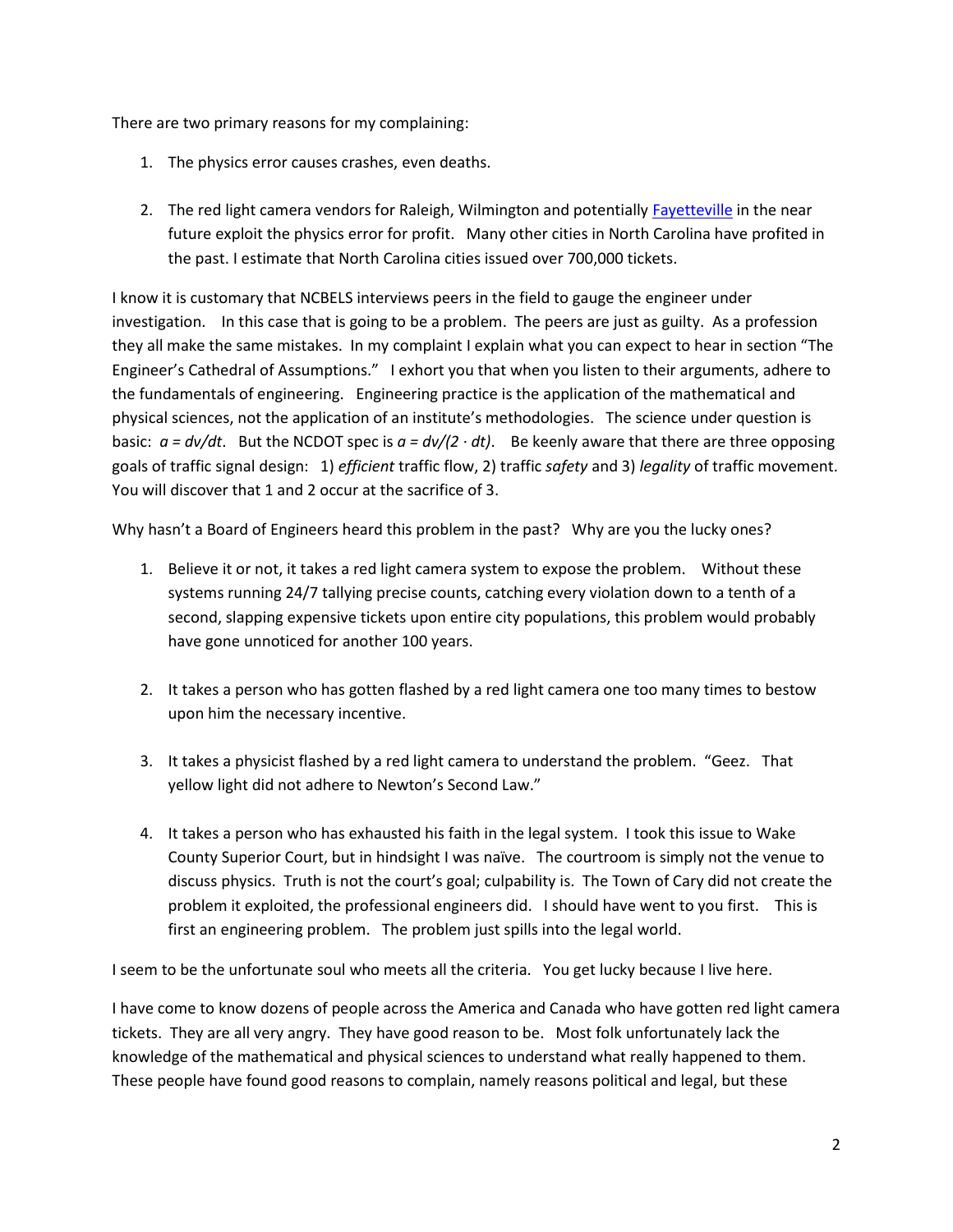There are two primary reasons for my complaining:

1. The physics error causes crashes, even deaths.

2. The red light camera vendors for Raleigh, Wilmington and potentially [Fayetteville]() in the near future exploit the physics error for profit. Many other cities in North Carolina have profited in the past. I estimate that North Carolina cities issued over 700,000 tickets.

I know it is customary that NCBELS interviews peers in the field to gauge the engineer under investigation. In this case that is going to be a problem. The peers are just as guilty. As a profession they all make the same mistakes. In my complaint I explain what you can expect to hear in section "The Engineer's Cathedral of Assumptions." I exhort you that when you listen to their arguments, adhere to the fundamentals of engineering. Engineering practice is the application of the mathematical and physical sciences, not the application of an institute's methodologies. The science under question is basic: $a = dv/dt$. But the NCDOT spec is $a = dv/(2 \cdot dt)$. Be keenly aware that there are three opposing goals of traffic signal design: 1) *efficient* traffic flow, 2) traffic *safety* and 3) *legality* of traffic movement. You will discover that 1 and 2 occur at the sacrifice of 3.

Why hasn't a Board of Engineers heard this problem in the past? Why are you the lucky ones?

1. Believe it or not, it takes a red light camera system to expose the problem. Without these systems running 24/7 tallying precise counts, catching every violation down to a tenth of a second, slapping expensive tickets upon entire city populations, this problem would probably have gone unnoticed for another 100 years.

2. It takes a person who has gotten flashed by a red light camera one too many times to bestow upon him the necessary incentive.

3. It takes a physicist flashed by a red light camera to understand the problem. "Geez. That yellow light did not adhere to Newton's Second Law."

4. It takes a person who has exhausted his faith in the legal system. I took this issue to Wake County Superior Court, but in hindsight I was naïve. The courtroom is simply not the venue to discuss physics. Truth is not the court's goal; culpability is. The Town of Cary did not create the problem it exploited, the professional engineers did. I should have went to you first. This is first an engineering problem. The problem just spills into the legal world.

I seem to be the unfortunate soul who meets all the criteria. You get lucky because I live here.

I have come to know dozens of people across the America and Canada who have gotten red light camera tickets. They are all very angry. They have good reason to be. Most folk unfortunately lack the knowledge of the mathematical and physical sciences to understand what really happened to them. These people have found good reasons to complain, namely reasons political and legal, but these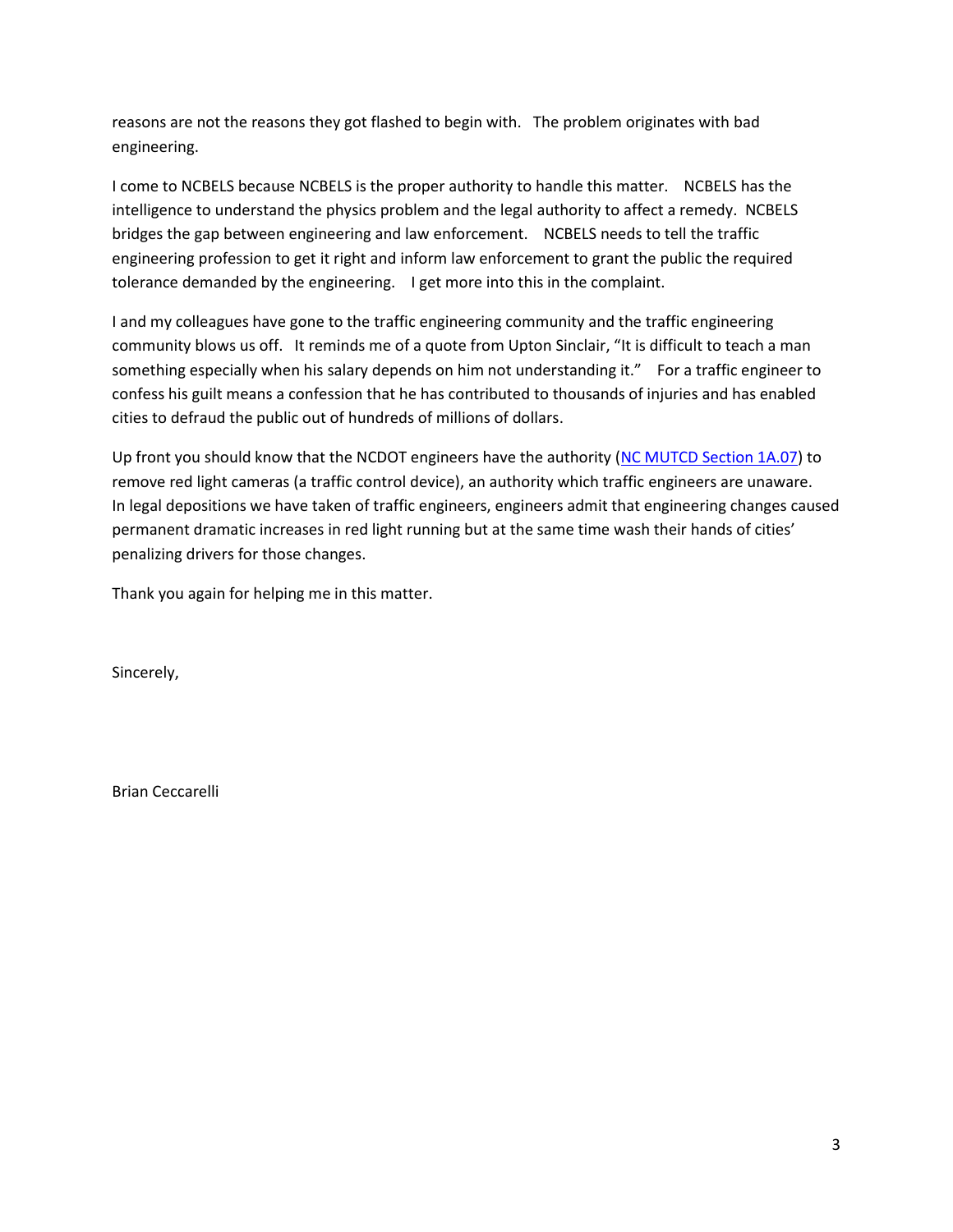reasons are not the reasons they got flashed to begin with. The problem originates with bad engineering.

I come to NCBELS because NCBELS is the proper authority to handle this matter. NCBELS has the intelligence to understand the physics problem and the legal authority to affect a remedy. NCBELS bridges the gap between engineering and law enforcement. NCBELS needs to tell the traffic engineering profession to get it right and inform law enforcement to grant the public the required tolerance demanded by the engineering. I get more into this in the complaint.

I and my colleagues have gone to the traffic engineering community and the traffic engineering community blows us off. It reminds me of a quote from Upton Sinclair, "It is difficult to teach a man something especially when his salary depends on him not understanding it." For a traffic engineer to confess his guilt means a confession that he has contributed to thousands of injuries and has enabled cities to defraud the public out of hundreds of millions of dollars.

Up front you should know that the NCDOT engineers have the authority (NC MUTCD Section 1A.07) to remove red light cameras (a traffic control device), an authority which traffic engineers are unaware. In legal depositions we have taken of traffic engineers, engineers admit that engineering changes caused permanent dramatic increases in red light running but at the same time wash their hands of cities' penalizing drivers for those changes.

Thank you again for helping me in this matter.

Sincerely,

Brian Ceccarelli